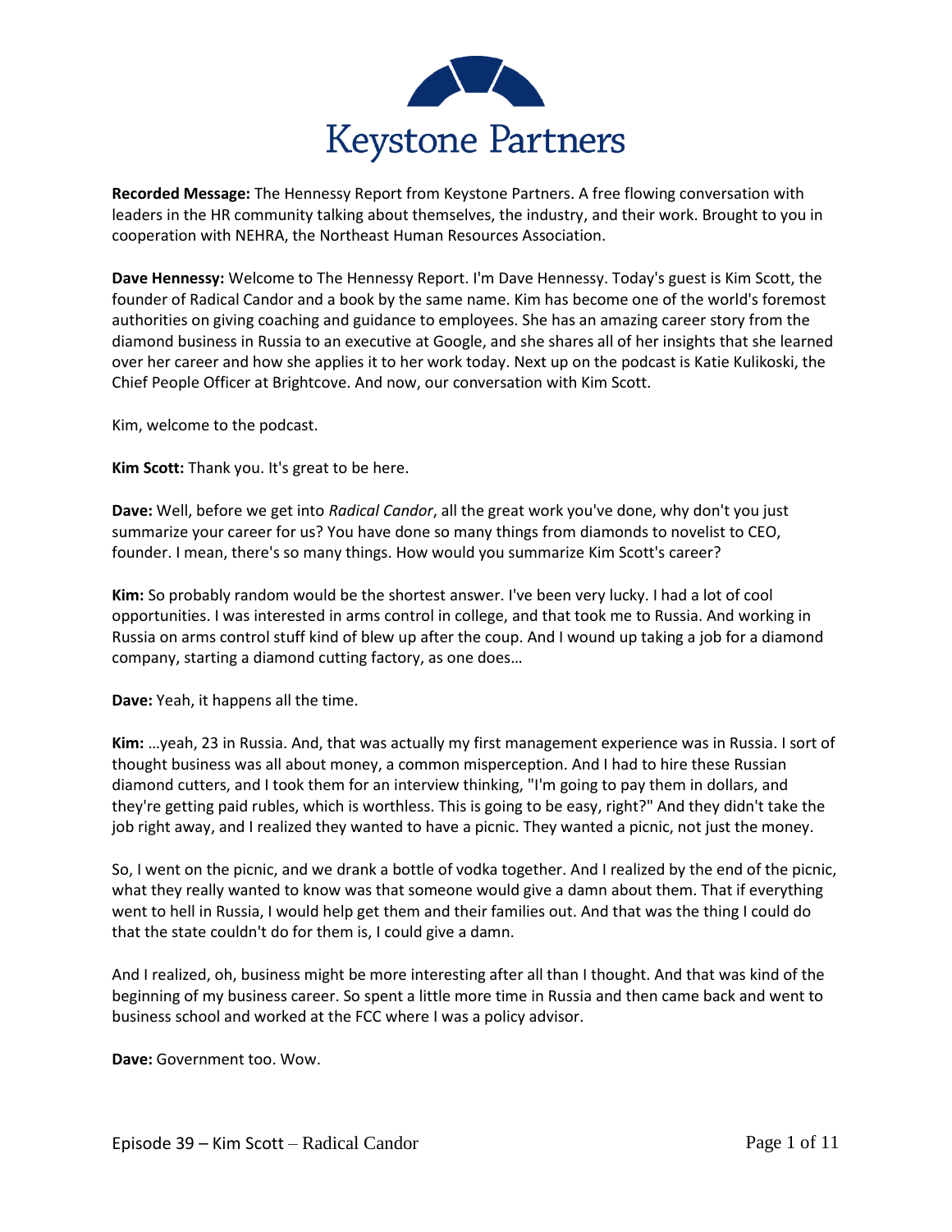# Keystone Partners

**Recorded Message:** The Hennessy Report from Keystone Partners. A free flowing conversation with leaders in the HR community talking about themselves, the industry, and their work. Brought to you in cooperation with NEHRA, the Northeast Human Resources Association.

**Dave Hennessy:** Welcome to The Hennessy Report. I'm Dave Hennessy. Today's guest is Kim Scott, the founder of Radical Candor and a book by the same name. Kim has become one of the world's foremost authorities on giving coaching and guidance to employees. She has an amazing career story from the diamond business in Russia to an executive at Google, and she shares all of her insights that she learned over her career and how she applies it to her work today. Next up on the podcast is Katie Kulikoski, the Chief People Officer at Brightcove. And now, our conversation with Kim Scott.

Kim, welcome to the podcast.

**Kim Scott:** Thank you. It's great to be here.

**Dave:** Well, before we get into *Radical Candor*, all the great work you've done, why don't you just summarize your career for us? You have done so many things from diamonds to novelist to CEO, founder. I mean, there's so many things. How would you summarize Kim Scott's career?

**Kim:** So probably random would be the shortest answer. I've been very lucky. I had a lot of cool opportunities. I was interested in arms control in college, and that took me to Russia. And working in Russia on arms control stuff kind of blew up after the coup. And I wound up taking a job for a diamond company, starting a diamond cutting factory, as one does…

**Dave:** Yeah, it happens all the time.

**Kim:** …yeah, 23 in Russia. And, that was actually my first management experience was in Russia. I sort of thought business was all about money, a common misperception. And I had to hire these Russian diamond cutters, and I took them for an interview thinking, "I'm going to pay them in dollars, and they're getting paid rubles, which is worthless. This is going to be easy, right?" And they didn't take the job right away, and I realized they wanted to have a picnic. They wanted a picnic, not just the money.

So, I went on the picnic, and we drank a bottle of vodka together. And I realized by the end of the picnic, what they really wanted to know was that someone would give a damn about them. That if everything went to hell in Russia, I would help get them and their families out. And that was the thing I could do that the state couldn't do for them is, I could give a damn.

And I realized, oh, business might be more interesting after all than I thought. And that was kind of the beginning of my business career. So spent a little more time in Russia and then came back and went to business school and worked at the FCC where I was a policy advisor.

**Dave:** Government too. Wow.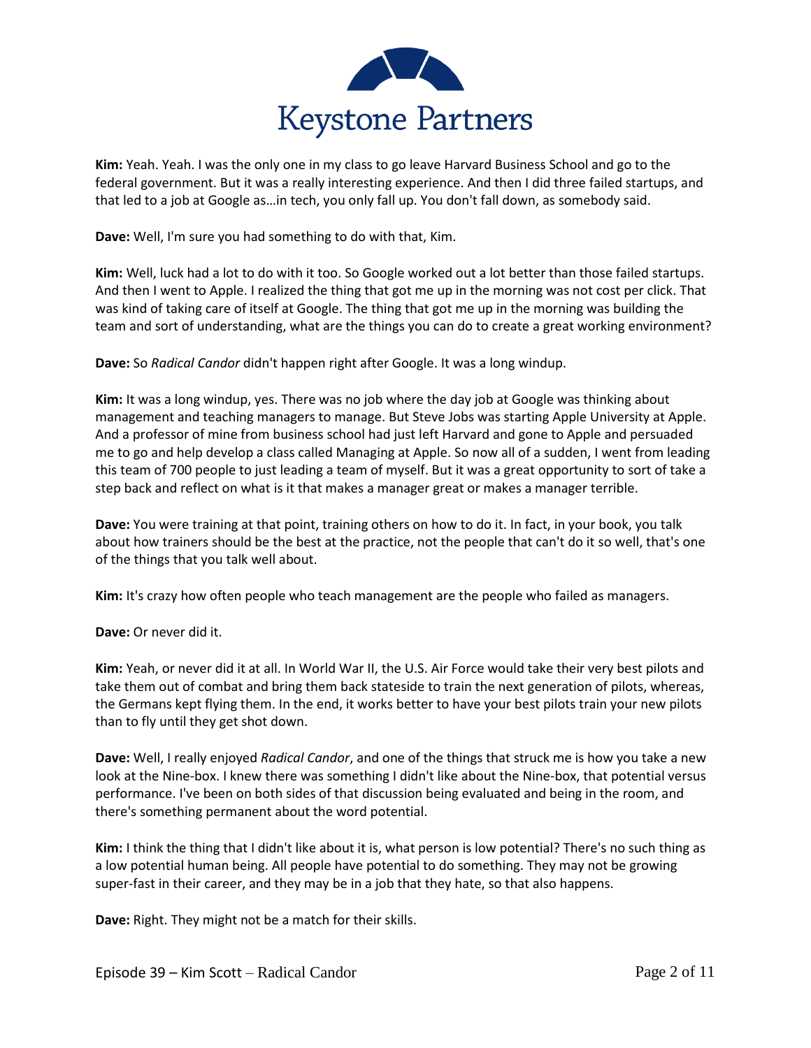**Kim:** Yeah. Yeah. I was the only one in my class to go leave Harvard Business School and go to the federal government. But it was a really interesting experience. And then I did three failed startups, and that led to a job at Google as…in tech, you only fall up. You don't fall down, as somebody said.

**Dave:** Well, I'm sure you had something to do with that, Kim.

**Kim:** Well, luck had a lot to do with it too. So Google worked out a lot better than those failed startups. And then I went to Apple. I realized the thing that got me up in the morning was not cost per click. That was kind of taking care of itself at Google. The thing that got me up in the morning was building the team and sort of understanding, what are the things you can do to create a great working environment?

**Dave:** So *Radical Candor* didn't happen right after Google. It was a long windup.

**Kim:** It was a long windup, yes. There was no job where the day job at Google was thinking about management and teaching managers to manage. But Steve Jobs was starting Apple University at Apple. And a professor of mine from business school had just left Harvard and gone to Apple and persuaded me to go and help develop a class called Managing at Apple. So now all of a sudden, I went from leading this team of 700 people to just leading a team of myself. But it was a great opportunity to sort of take a step back and reflect on what is it that makes a manager great or makes a manager terrible.

**Dave:** You were training at that point, training others on how to do it. In fact, in your book, you talk about how trainers should be the best at the practice, not the people that can't do it so well, that's one of the things that you talk well about.

**Kim:** It's crazy how often people who teach management are the people who failed as managers.

**Dave:** Or never did it.

**Kim:** Yeah, or never did it at all. In World War II, the U.S. Air Force would take their very best pilots and take them out of combat and bring them back stateside to train the next generation of pilots, whereas, the Germans kept flying them. In the end, it works better to have your best pilots train your new pilots than to fly until they get shot down.

**Dave:** Well, I really enjoyed *Radical Candor*, and one of the things that struck me is how you take a new look at the Nine-box. I knew there was something I didn't like about the Nine-box, that potential versus performance. I've been on both sides of that discussion being evaluated and being in the room, and there's something permanent about the word potential.

**Kim:** I think the thing that I didn't like about it is, what person is low potential? There's no such thing as a low potential human being. All people have potential to do something. They may not be growing super-fast in their career, and they may be in a job that they hate, so that also happens.

**Dave:** Right. They might not be a match for their skills.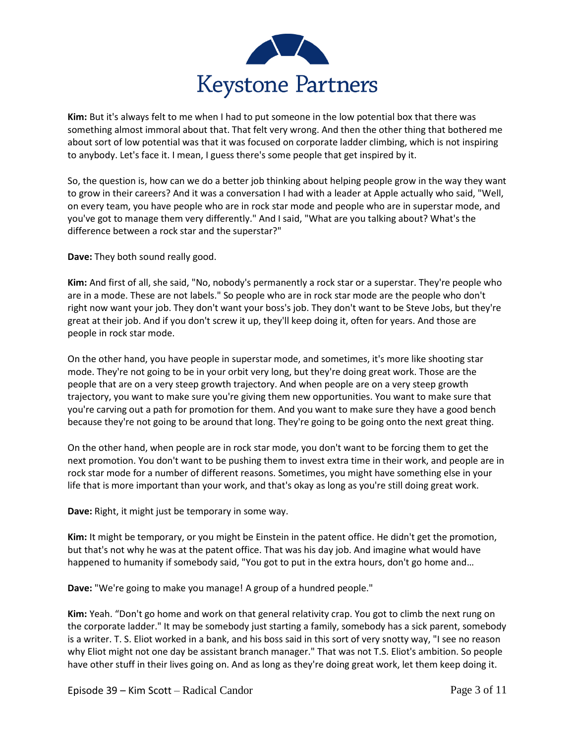**Kim:** But it's always felt to me when I had to put someone in the low potential box that there was something almost immoral about that. That felt very wrong. And then the other thing that bothered me about sort of low potential was that it was focused on corporate ladder climbing, which is not inspiring to anybody. Let's face it. I mean, I guess there's some people that get inspired by it.

So, the question is, how can we do a better job thinking about helping people grow in the way they want to grow in their careers? And it was a conversation I had with a leader at Apple actually who said, "Well, on every team, you have people who are in rock star mode and people who are in superstar mode, and you've got to manage them very differently." And I said, "What are you talking about? What's the difference between a rock star and the superstar?"

**Dave:** They both sound really good.

**Kim:** And first of all, she said, "No, nobody's permanently a rock star or a superstar. They're people who are in a mode. These are not labels." So people who are in rock star mode are the people who don't right now want your job. They don't want your boss's job. They don't want to be Steve Jobs, but they're great at their job. And if you don't screw it up, they'll keep doing it, often for years. And those are people in rock star mode.

On the other hand, you have people in superstar mode, and sometimes, it's more like shooting star mode. They're not going to be in your orbit very long, but they're doing great work. Those are the people that are on a very steep growth trajectory. And when people are on a very steep growth trajectory, you want to make sure you're giving them new opportunities. You want to make sure that you're carving out a path for promotion for them. And you want to make sure they have a good bench because they're not going to be around that long. They're going to be going onto the next great thing.

On the other hand, when people are in rock star mode, you don't want to be forcing them to get the next promotion. You don't want to be pushing them to invest extra time in their work, and people are in rock star mode for a number of different reasons. Sometimes, you might have something else in your life that is more important than your work, and that's okay as long as you're still doing great work.

**Dave:** Right, it might just be temporary in some way.

**Kim:** It might be temporary, or you might be Einstein in the patent office. He didn't get the promotion, but that's not why he was at the patent office. That was his day job. And imagine what would have happened to humanity if somebody said, "You got to put in the extra hours, don't go home and…

**Dave:** "We're going to make you manage! A group of a hundred people."

**Kim:** Yeah. "Don't go home and work on that general relativity crap. You got to climb the next rung on the corporate ladder." It may be somebody just starting a family, somebody has a sick parent, somebody is a writer. T. S. Eliot worked in a bank, and his boss said in this sort of very snotty way, "I see no reason why Eliot might not one day be assistant branch manager." That was not T.S. Eliot's ambition. So people have other stuff in their lives going on. And as long as they're doing great work, let them keep doing it.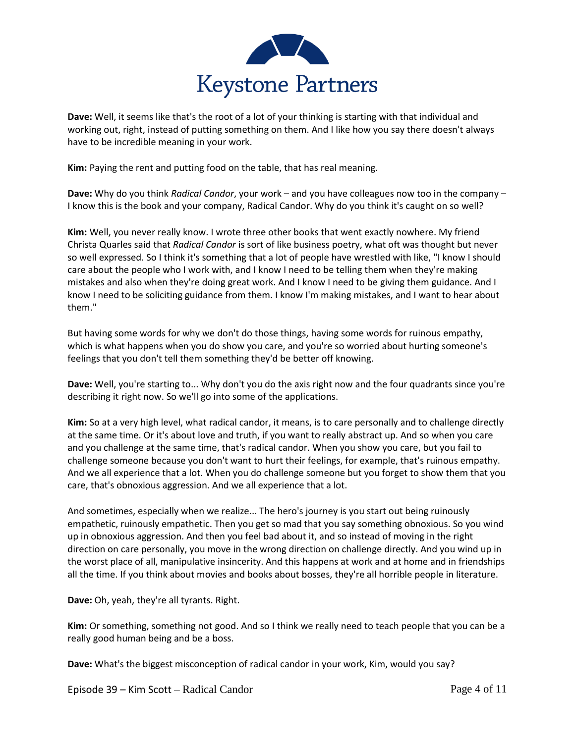**Dave:** Well, it seems like that's the root of a lot of your thinking is starting with that individual and working out, right, instead of putting something on them. And I like how you say there doesn't always have to be incredible meaning in your work.

**Kim:** Paying the rent and putting food on the table, that has real meaning.

**Dave:** Why do you think *Radical Candor*, your work – and you have colleagues now too in the company – I know this is the book and your company, Radical Candor. Why do you think it's caught on so well?

**Kim:** Well, you never really know. I wrote three other books that went exactly nowhere. My friend Christa Quarles said that *Radical Candor* is sort of like business poetry, what oft was thought but never so well expressed. So I think it's something that a lot of people have wrestled with like, "I know I should care about the people who I work with, and I know I need to be telling them when they're making mistakes and also when they're doing great work. And I know I need to be giving them guidance. And I know I need to be soliciting guidance from them. I know I'm making mistakes, and I want to hear about them."

But having some words for why we don't do those things, having some words for ruinous empathy, which is what happens when you do show you care, and you're so worried about hurting someone's feelings that you don't tell them something they'd be better off knowing.

**Dave:** Well, you're starting to... Why don't you do the axis right now and the four quadrants since you're describing it right now. So we'll go into some of the applications.

**Kim:** So at a very high level, what radical candor, it means, is to care personally and to challenge directly at the same time. Or it's about love and truth, if you want to really abstract up. And so when you care and you challenge at the same time, that's radical candor. When you show you care, but you fail to challenge someone because you don't want to hurt their feelings, for example, that's ruinous empathy. And we all experience that a lot. When you do challenge someone but you forget to show them that you care, that's obnoxious aggression. And we all experience that a lot.

And sometimes, especially when we realize... The hero's journey is you start out being ruinously empathetic, ruinously empathetic. Then you get so mad that you say something obnoxious. So you wind up in obnoxious aggression. And then you feel bad about it, and so instead of moving in the right direction on care personally, you move in the wrong direction on challenge directly. And you wind up in the worst place of all, manipulative insincerity. And this happens at work and at home and in friendships all the time. If you think about movies and books about bosses, they're all horrible people in literature.

**Dave:** Oh, yeah, they're all tyrants. Right.

**Kim:** Or something, something not good. And so I think we really need to teach people that you can be a really good human being and be a boss.

**Dave:** What's the biggest misconception of radical candor in your work, Kim, would you say?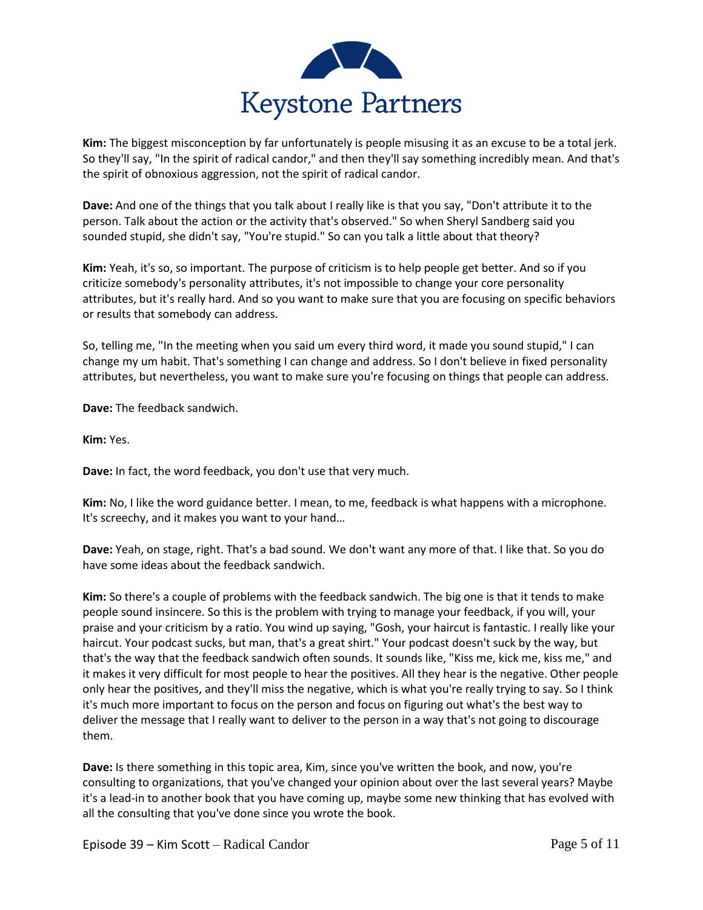**Kim:** The biggest misconception by far unfortunately is people misusing it as an excuse to be a total jerk. So they'll say, "In the spirit of radical candor," and then they'll say something incredibly mean. And that's the spirit of obnoxious aggression, not the spirit of radical candor.

**Dave:** And one of the things that you talk about I really like is that you say, "Don't attribute it to the person. Talk about the action or the activity that's observed." So when Sheryl Sandberg said you sounded stupid, she didn't say, "You're stupid." So can you talk a little about that theory?

**Kim:** Yeah, it's so, so important. The purpose of criticism is to help people get better. And so if you criticize somebody's personality attributes, it's not impossible to change your core personality attributes, but it's really hard. And so you want to make sure that you are focusing on specific behaviors or results that somebody can address.

So, telling me, "In the meeting when you said um every third word, it made you sound stupid," I can change my um habit. That's something I can change and address. So I don't believe in fixed personality attributes, but nevertheless, you want to make sure you're focusing on things that people can address.

**Dave:** The feedback sandwich.

**Kim:** Yes.

**Dave:** In fact, the word feedback, you don't use that very much.

**Kim:** No, I like the word guidance better. I mean, to me, feedback is what happens with a microphone. It's screechy, and it makes you want to your hand…

**Dave:** Yeah, on stage, right. That's a bad sound. We don't want any more of that. I like that. So you do have some ideas about the feedback sandwich.

**Kim:** So there's a couple of problems with the feedback sandwich. The big one is that it tends to make people sound insincere. So this is the problem with trying to manage your feedback, if you will, your praise and your criticism by a ratio. You wind up saying, "Gosh, your haircut is fantastic. I really like your haircut. Your podcast sucks, but man, that's a great shirt." Your podcast doesn't suck by the way, but that's the way that the feedback sandwich often sounds. It sounds like, "Kiss me, kick me, kiss me," and it makes it very difficult for most people to hear the positives. All they hear is the negative. Other people only hear the positives, and they'll miss the negative, which is what you're really trying to say. So I think it's much more important to focus on the person and focus on figuring out what's the best way to deliver the message that I really want to deliver to the person in a way that's not going to discourage them.

**Dave:** Is there something in this topic area, Kim, since you've written the book, and now, you're consulting to organizations, that you've changed your opinion about over the last several years? Maybe it's a lead-in to another book that you have coming up, maybe some new thinking that has evolved with all the consulting that you've done since you wrote the book.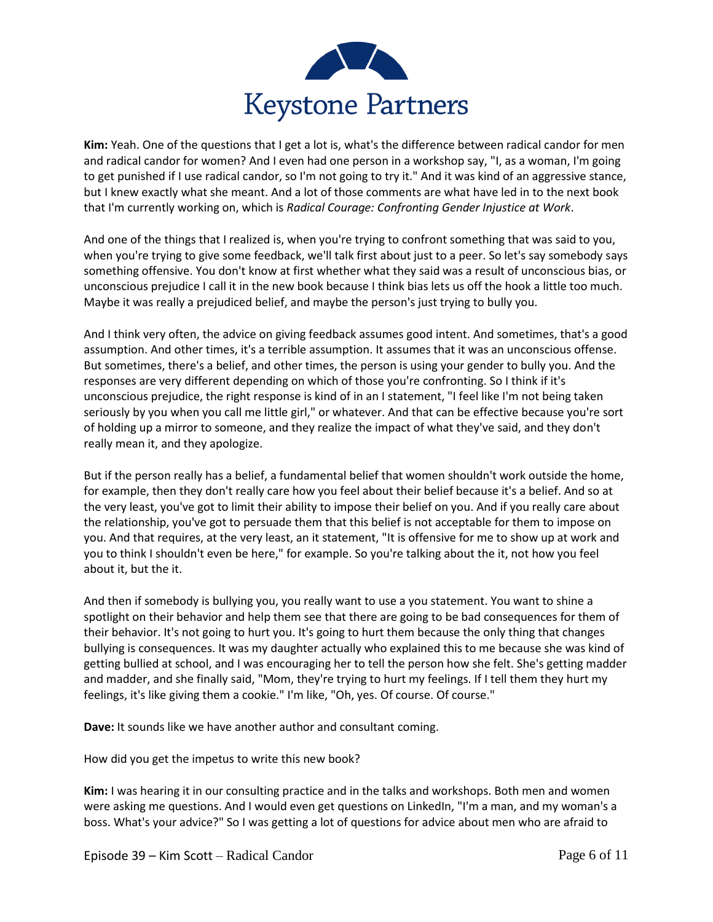**Kim:** Yeah. One of the questions that I get a lot is, what's the difference between radical candor for men and radical candor for women? And I even had one person in a workshop say, "I, as a woman, I'm going to get punished if I use radical candor, so I'm not going to try it." And it was kind of an aggressive stance, but I knew exactly what she meant. And a lot of those comments are what have led in to the next book that I'm currently working on, which is *Radical Courage: Confronting Gender Injustice at Work*.

And one of the things that I realized is, when you're trying to confront something that was said to you, when you're trying to give some feedback, we'll talk first about just to a peer. So let's say somebody says something offensive. You don't know at first whether what they said was a result of unconscious bias, or unconscious prejudice I call it in the new book because I think bias lets us off the hook a little too much. Maybe it was really a prejudiced belief, and maybe the person's just trying to bully you.

And I think very often, the advice on giving feedback assumes good intent. And sometimes, that's a good assumption. And other times, it's a terrible assumption. It assumes that it was an unconscious offense. But sometimes, there's a belief, and other times, the person is using your gender to bully you. And the responses are very different depending on which of those you're confronting. So I think if it's unconscious prejudice, the right response is kind of in an I statement, "I feel like I'm not being taken seriously by you when you call me little girl," or whatever. And that can be effective because you're sort of holding up a mirror to someone, and they realize the impact of what they've said, and they don't really mean it, and they apologize.

But if the person really has a belief, a fundamental belief that women shouldn't work outside the home, for example, then they don't really care how you feel about their belief because it's a belief. And so at the very least, you've got to limit their ability to impose their belief on you. And if you really care about the relationship, you've got to persuade them that this belief is not acceptable for them to impose on you. And that requires, at the very least, an it statement, "It is offensive for me to show up at work and you to think I shouldn't even be here," for example. So you're talking about the it, not how you feel about it, but the it.

And then if somebody is bullying you, you really want to use a you statement. You want to shine a spotlight on their behavior and help them see that there are going to be bad consequences for them of their behavior. It's not going to hurt you. It's going to hurt them because the only thing that changes bullying is consequences. It was my daughter actually who explained this to me because she was kind of getting bullied at school, and I was encouraging her to tell the person how she felt. She's getting madder and madder, and she finally said, "Mom, they're trying to hurt my feelings. If I tell them they hurt my feelings, it's like giving them a cookie." I'm like, "Oh, yes. Of course. Of course."

**Dave:** It sounds like we have another author and consultant coming.

How did you get the impetus to write this new book?

**Kim:** I was hearing it in our consulting practice and in the talks and workshops. Both men and women were asking me questions. And I would even get questions on LinkedIn, "I'm a man, and my woman's a boss. What's your advice?" So I was getting a lot of questions for advice about men who are afraid to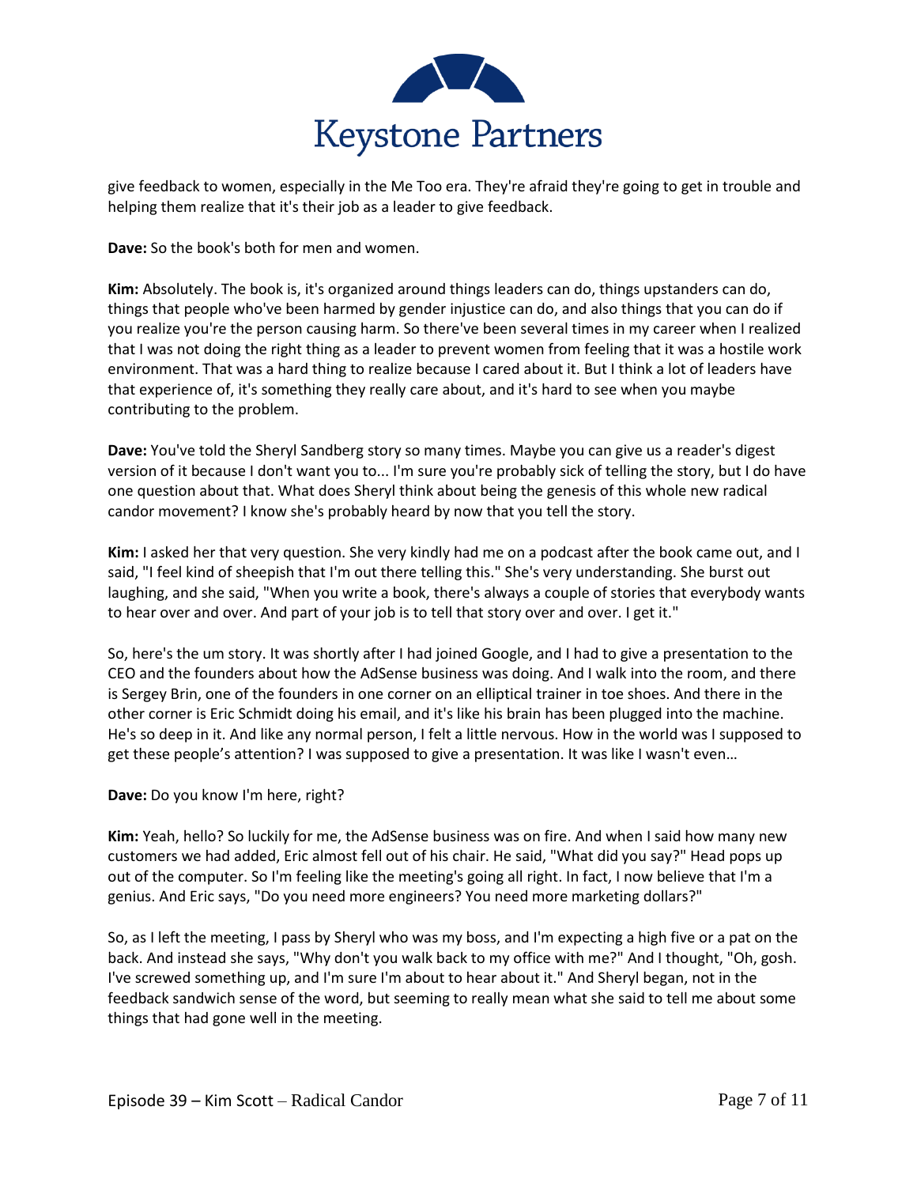give feedback to women, especially in the Me Too era. They're afraid they're going to get in trouble and helping them realize that it's their job as a leader to give feedback.

**Dave:** So the book's both for men and women.

**Kim:** Absolutely. The book is, it's organized around things leaders can do, things upstanders can do, things that people who've been harmed by gender injustice can do, and also things that you can do if you realize you're the person causing harm. So there've been several times in my career when I realized that I was not doing the right thing as a leader to prevent women from feeling that it was a hostile work environment. That was a hard thing to realize because I cared about it. But I think a lot of leaders have that experience of, it's something they really care about, and it's hard to see when you maybe contributing to the problem.

**Dave:** You've told the Sheryl Sandberg story so many times. Maybe you can give us a reader's digest version of it because I don't want you to... I'm sure you're probably sick of telling the story, but I do have one question about that. What does Sheryl think about being the genesis of this whole new radical candor movement? I know she's probably heard by now that you tell the story.

**Kim:** I asked her that very question. She very kindly had me on a podcast after the book came out, and I said, "I feel kind of sheepish that I'm out there telling this." She's very understanding. She burst out laughing, and she said, "When you write a book, there's always a couple of stories that everybody wants to hear over and over. And part of your job is to tell that story over and over. I get it."

So, here's the um story. It was shortly after I had joined Google, and I had to give a presentation to the CEO and the founders about how the AdSense business was doing. And I walk into the room, and there is Sergey Brin, one of the founders in one corner on an elliptical trainer in toe shoes. And there in the other corner is Eric Schmidt doing his email, and it's like his brain has been plugged into the machine. He's so deep in it. And like any normal person, I felt a little nervous. How in the world was I supposed to get these people's attention? I was supposed to give a presentation. It was like I wasn't even…

**Dave:** Do you know I'm here, right?

**Kim:** Yeah, hello? So luckily for me, the AdSense business was on fire. And when I said how many new customers we had added, Eric almost fell out of his chair. He said, "What did you say?" Head pops up out of the computer. So I'm feeling like the meeting's going all right. In fact, I now believe that I'm a genius. And Eric says, "Do you need more engineers? You need more marketing dollars?"

So, as I left the meeting, I pass by Sheryl who was my boss, and I'm expecting a high five or a pat on the back. And instead she says, "Why don't you walk back to my office with me?" And I thought, "Oh, gosh. I've screwed something up, and I'm sure I'm about to hear about it." And Sheryl began, not in the feedback sandwich sense of the word, but seeming to really mean what she said to tell me about some things that had gone well in the meeting.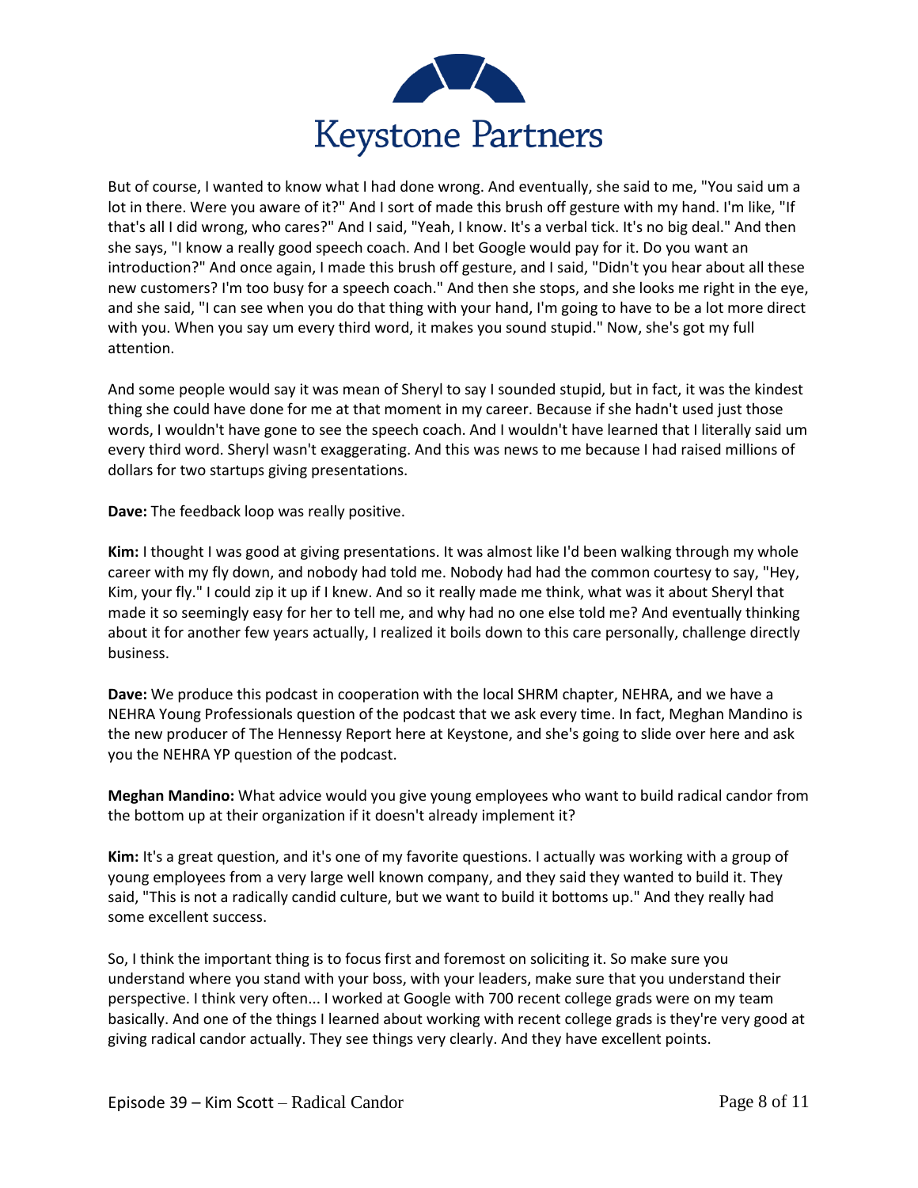But of course, I wanted to know what I had done wrong. And eventually, she said to me, "You said um a lot in there. Were you aware of it?" And I sort of made this brush off gesture with my hand. I'm like, "If that's all I did wrong, who cares?" And I said, "Yeah, I know. It's a verbal tick. It's no big deal." And then she says, "I know a really good speech coach. And I bet Google would pay for it. Do you want an introduction?" And once again, I made this brush off gesture, and I said, "Didn't you hear about all these new customers? I'm too busy for a speech coach." And then she stops, and she looks me right in the eye, and she said, "I can see when you do that thing with your hand, I'm going to have to be a lot more direct with you. When you say um every third word, it makes you sound stupid." Now, she's got my full attention.

And some people would say it was mean of Sheryl to say I sounded stupid, but in fact, it was the kindest thing she could have done for me at that moment in my career. Because if she hadn't used just those words, I wouldn't have gone to see the speech coach. And I wouldn't have learned that I literally said um every third word. Sheryl wasn't exaggerating. And this was news to me because I had raised millions of dollars for two startups giving presentations.

**Dave:** The feedback loop was really positive.

**Kim:** I thought I was good at giving presentations. It was almost like I'd been walking through my whole career with my fly down, and nobody had told me. Nobody had had the common courtesy to say, "Hey, Kim, your fly." I could zip it up if I knew. And so it really made me think, what was it about Sheryl that made it so seemingly easy for her to tell me, and why had no one else told me? And eventually thinking about it for another few years actually, I realized it boils down to this care personally, challenge directly business.

**Dave:** We produce this podcast in cooperation with the local SHRM chapter, NEHRA, and we have a NEHRA Young Professionals question of the podcast that we ask every time. In fact, Meghan Mandino is the new producer of The Hennessy Report here at Keystone, and she's going to slide over here and ask you the NEHRA YP question of the podcast.

**Meghan Mandino:** What advice would you give young employees who want to build radical candor from the bottom up at their organization if it doesn't already implement it?

**Kim:** It's a great question, and it's one of my favorite questions. I actually was working with a group of young employees from a very large well known company, and they said they wanted to build it. They said, "This is not a radically candid culture, but we want to build it bottoms up." And they really had some excellent success.

So, I think the important thing is to focus first and foremost on soliciting it. So make sure you understand where you stand with your boss, with your leaders, make sure that you understand their perspective. I think very often... I worked at Google with 700 recent college grads were on my team basically. And one of the things I learned about working with recent college grads is they're very good at giving radical candor actually. They see things very clearly. And they have excellent points.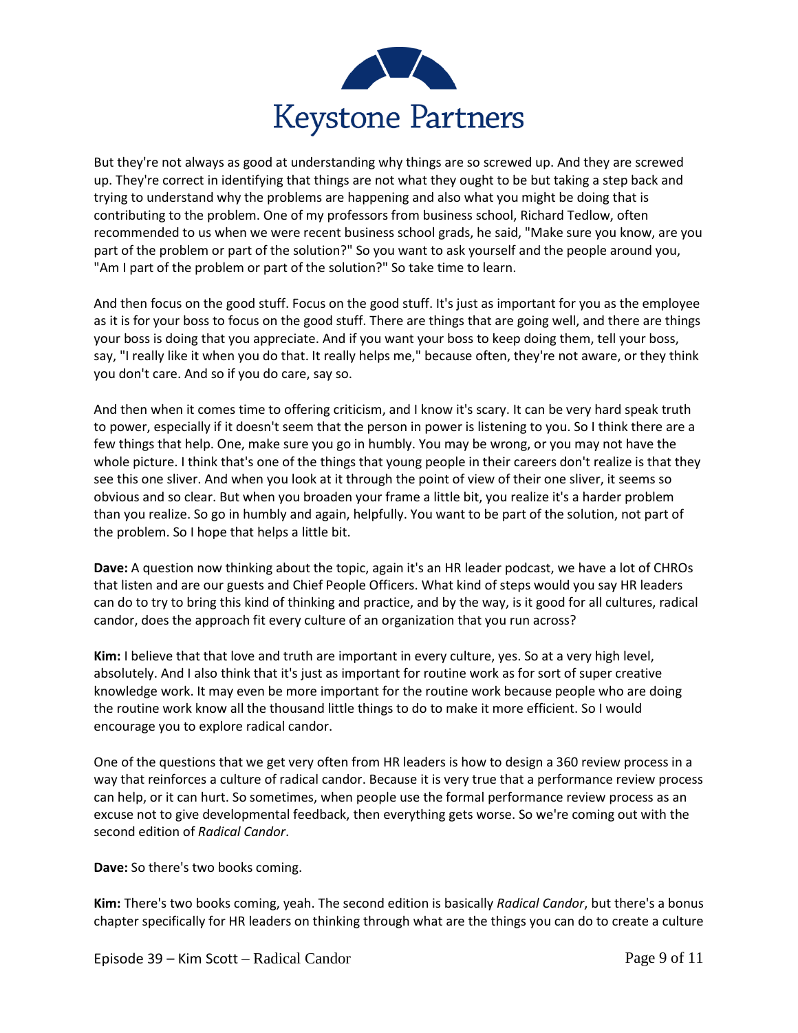But they're not always as good at understanding why things are so screwed up. And they are screwed up. They're correct in identifying that things are not what they ought to be but taking a step back and trying to understand why the problems are happening and also what you might be doing that is contributing to the problem. One of my professors from business school, Richard Tedlow, often recommended to us when we were recent business school grads, he said, "Make sure you know, are you part of the problem or part of the solution?" So you want to ask yourself and the people around you, "Am I part of the problem or part of the solution?" So take time to learn.

And then focus on the good stuff. Focus on the good stuff. It's just as important for you as the employee as it is for your boss to focus on the good stuff. There are things that are going well, and there are things your boss is doing that you appreciate. And if you want your boss to keep doing them, tell your boss, say, "I really like it when you do that. It really helps me," because often, they're not aware, or they think you don't care. And so if you do care, say so.

And then when it comes time to offering criticism, and I know it's scary. It can be very hard speak truth to power, especially if it doesn't seem that the person in power is listening to you. So I think there are a few things that help. One, make sure you go in humbly. You may be wrong, or you may not have the whole picture. I think that's one of the things that young people in their careers don't realize is that they see this one sliver. And when you look at it through the point of view of their one sliver, it seems so obvious and so clear. But when you broaden your frame a little bit, you realize it's a harder problem than you realize. So go in humbly and again, helpfully. You want to be part of the solution, not part of the problem. So I hope that helps a little bit.

**Dave:** A question now thinking about the topic, again it's an HR leader podcast, we have a lot of CHROs that listen and are our guests and Chief People Officers. What kind of steps would you say HR leaders can do to try to bring this kind of thinking and practice, and by the way, is it good for all cultures, radical candor, does the approach fit every culture of an organization that you run across?

**Kim:** I believe that that love and truth are important in every culture, yes. So at a very high level, absolutely. And I also think that it's just as important for routine work as for sort of super creative knowledge work. It may even be more important for the routine work because people who are doing the routine work know all the thousand little things to do to make it more efficient. So I would encourage you to explore radical candor.

One of the questions that we get very often from HR leaders is how to design a 360 review process in a way that reinforces a culture of radical candor. Because it is very true that a performance review process can help, or it can hurt. So sometimes, when people use the formal performance review process as an excuse not to give developmental feedback, then everything gets worse. So we're coming out with the second edition of *Radical Candor*.

**Dave:** So there's two books coming.

**Kim:** There's two books coming, yeah. The second edition is basically *Radical Candor*, but there's a bonus chapter specifically for HR leaders on thinking through what are the things you can do to create a culture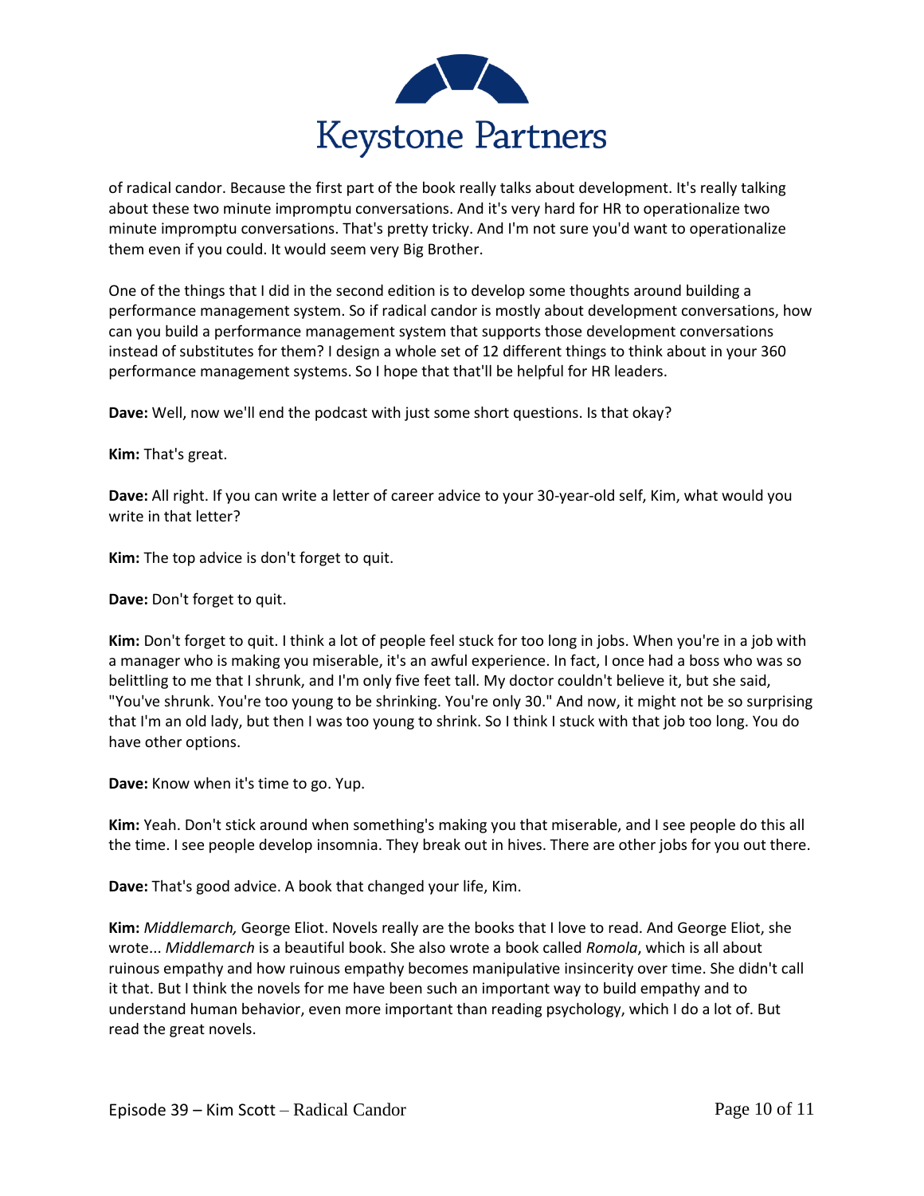of radical candor. Because the first part of the book really talks about development. It's really talking about these two minute impromptu conversations. And it's very hard for HR to operationalize two minute impromptu conversations. That's pretty tricky. And I'm not sure you'd want to operationalize them even if you could. It would seem very Big Brother.

One of the things that I did in the second edition is to develop some thoughts around building a performance management system. So if radical candor is mostly about development conversations, how can you build a performance management system that supports those development conversations instead of substitutes for them? I design a whole set of 12 different things to think about in your 360 performance management systems. So I hope that that'll be helpful for HR leaders.

**Dave:** Well, now we'll end the podcast with just some short questions. Is that okay?

**Kim:** That's great.

**Dave:** All right. If you can write a letter of career advice to your 30-year-old self, Kim, what would you write in that letter?

**Kim:** The top advice is don't forget to quit.

**Dave:** Don't forget to quit.

**Kim:** Don't forget to quit. I think a lot of people feel stuck for too long in jobs. When you're in a job with a manager who is making you miserable, it's an awful experience. In fact, I once had a boss who was so belittling to me that I shrunk, and I'm only five feet tall. My doctor couldn't believe it, but she said, "You've shrunk. You're too young to be shrinking. You're only 30." And now, it might not be so surprising that I'm an old lady, but then I was too young to shrink. So I think I stuck with that job too long. You do have other options.

**Dave:** Know when it's time to go. Yup.

**Kim:** Yeah. Don't stick around when something's making you that miserable, and I see people do this all the time. I see people develop insomnia. They break out in hives. There are other jobs for you out there.

**Dave:** That's good advice. A book that changed your life, Kim.

**Kim:** *Middlemarch,* George Eliot. Novels really are the books that I love to read. And George Eliot, she wrote... *Middlemarch* is a beautiful book. She also wrote a book called *Romola*, which is all about ruinous empathy and how ruinous empathy becomes manipulative insincerity over time. She didn't call it that. But I think the novels for me have been such an important way to build empathy and to understand human behavior, even more important than reading psychology, which I do a lot of. But read the great novels.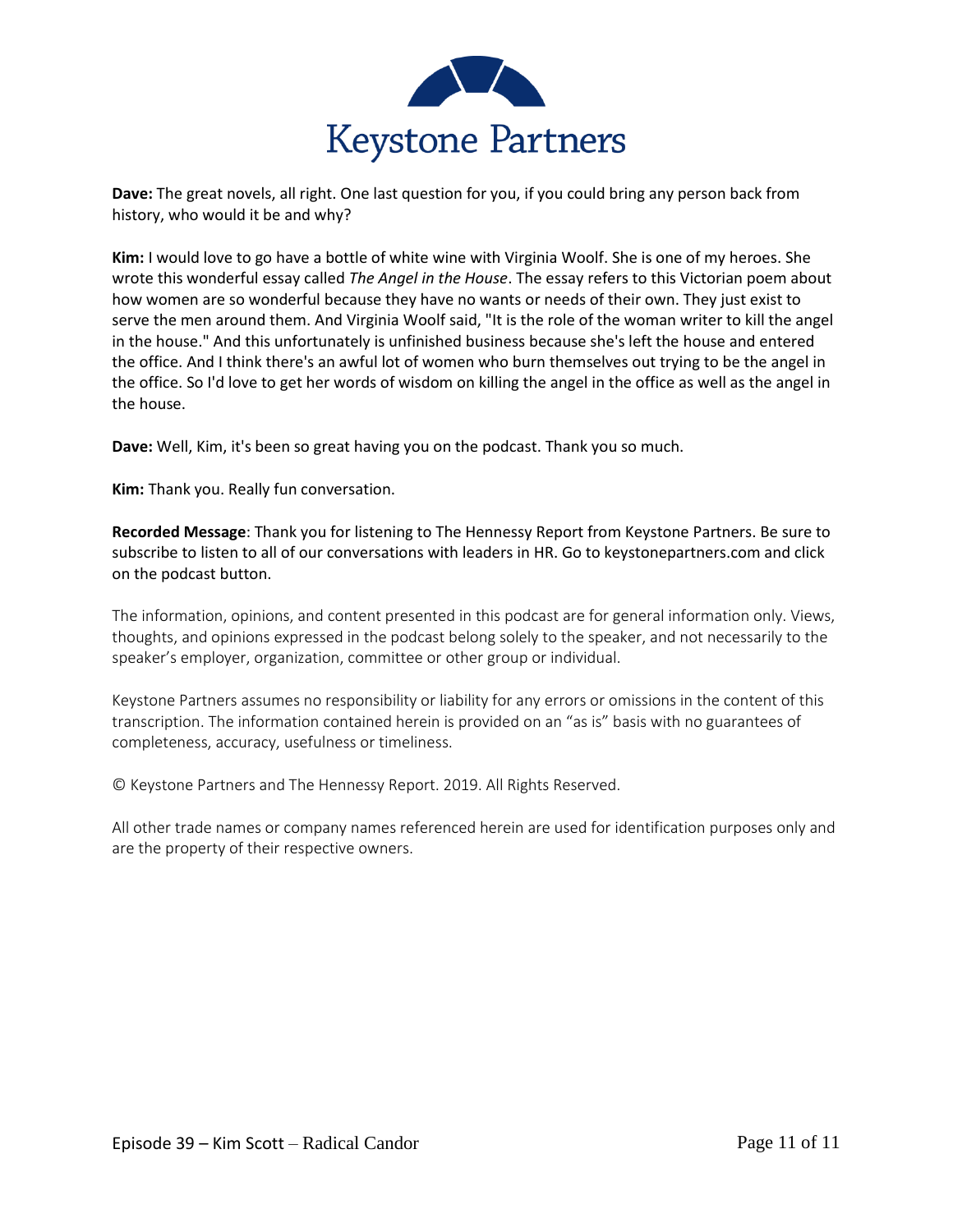**Dave:** The great novels, all right. One last question for you, if you could bring any person back from history, who would it be and why?

**Kim:** I would love to go have a bottle of white wine with Virginia Woolf. She is one of my heroes. She wrote this wonderful essay called *The Angel in the House*. The essay refers to this Victorian poem about how women are so wonderful because they have no wants or needs of their own. They just exist to serve the men around them. And Virginia Woolf said, "It is the role of the woman writer to kill the angel in the house." And this unfortunately is unfinished business because she's left the house and entered the office. And I think there's an awful lot of women who burn themselves out trying to be the angel in the office. So I'd love to get her words of wisdom on killing the angel in the office as well as the angel in the house.

**Dave:** Well, Kim, it's been so great having you on the podcast. Thank you so much.

**Kim:** Thank you. Really fun conversation.

**Recorded Message**: Thank you for listening to The Hennessy Report from Keystone Partners. Be sure to subscribe to listen to all of our conversations with leaders in HR. Go to keystonepartners.com and click on the podcast button.

The information, opinions, and content presented in this podcast are for general information only. Views, thoughts, and opinions expressed in the podcast belong solely to the speaker, and not necessarily to the speaker's employer, organization, committee or other group or individual.

Keystone Partners assumes no responsibility or liability for any errors or omissions in the content of this transcription. The information contained herein is provided on an "as is" basis with no guarantees of completeness, accuracy, usefulness or timeliness.

© Keystone Partners and The Hennessy Report. 2019. All Rights Reserved.

All other trade names or company names referenced herein are used for identification purposes only and are the property of their respective owners.